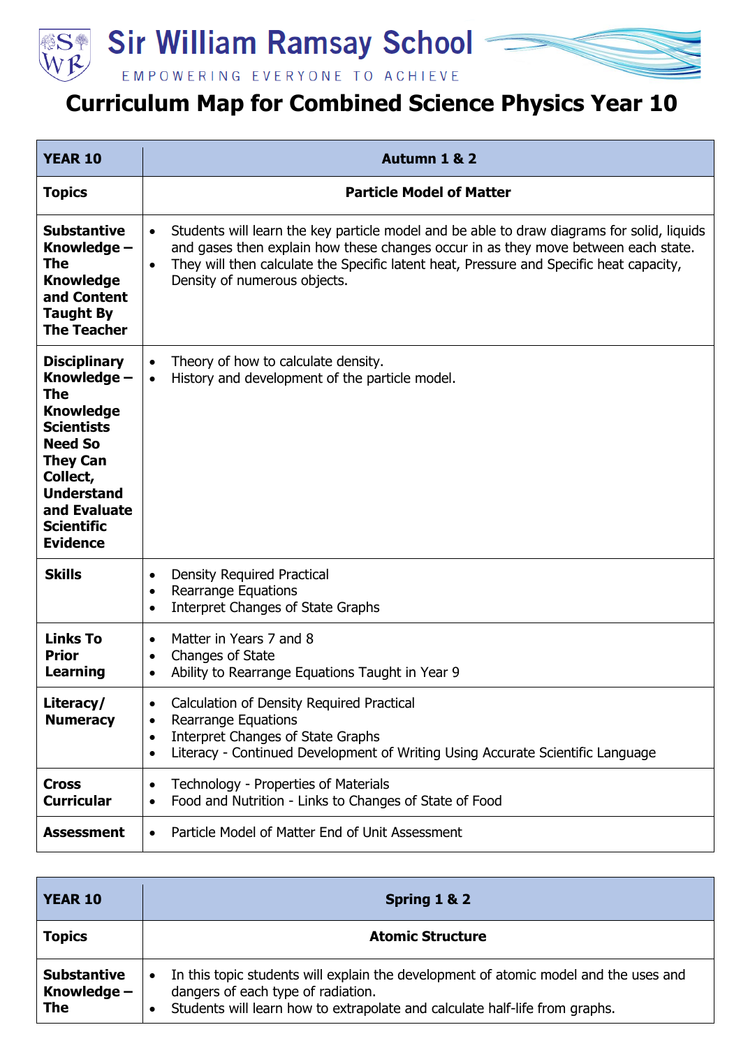# Sir William Ramsay School

EMPOWERING EVERYONE TO ACHIEVE

# Curriculum Map for Combined Science Physics Year 10

| YEAR 10 | Autumn 1 & 2 |
|---|---|
| **Topics** | **Particle Model of Matter** |
| **Substantive Knowledge – The Knowledge and Content Taught By The Teacher** | • Students will learn the key particle model and be able to draw diagrams for solid, liquids and gases then explain how these changes occur in as they move between each state.<br>• They will then calculate the Specific latent heat, Pressure and Specific heat capacity, Density of numerous objects. |
| **Disciplinary Knowledge – The Knowledge Scientists Need So They Can Collect, Understand and Evaluate Scientific Evidence** | • Theory of how to calculate density.<br>• History and development of the particle model. |
| **Skills** | • Density Required Practical<br>• Rearrange Equations<br>• Interpret Changes of State Graphs |
| **Links To Prior Learning** | • Matter in Years 7 and 8<br>• Changes of State<br>• Ability to Rearrange Equations Taught in Year 9 |
| **Literacy/ Numeracy** | • Calculation of Density Required Practical<br>• Rearrange Equations<br>• Interpret Changes of State Graphs<br>• Literacy - Continued Development of Writing Using Accurate Scientific Language |
| **Cross Curricular** | • Technology - Properties of Materials<br>• Food and Nutrition - Links to Changes of State of Food |
| **Assessment** | • Particle Model of Matter End of Unit Assessment |

| YEAR 10 | Spring 1 & 2 |
|---|---|
| **Topics** | **Atomic Structure** |
| **Substantive Knowledge – The** | • In this topic students will explain the development of atomic model and the uses and dangers of each type of radiation.<br>• Students will learn how to extrapolate and calculate half-life from graphs. |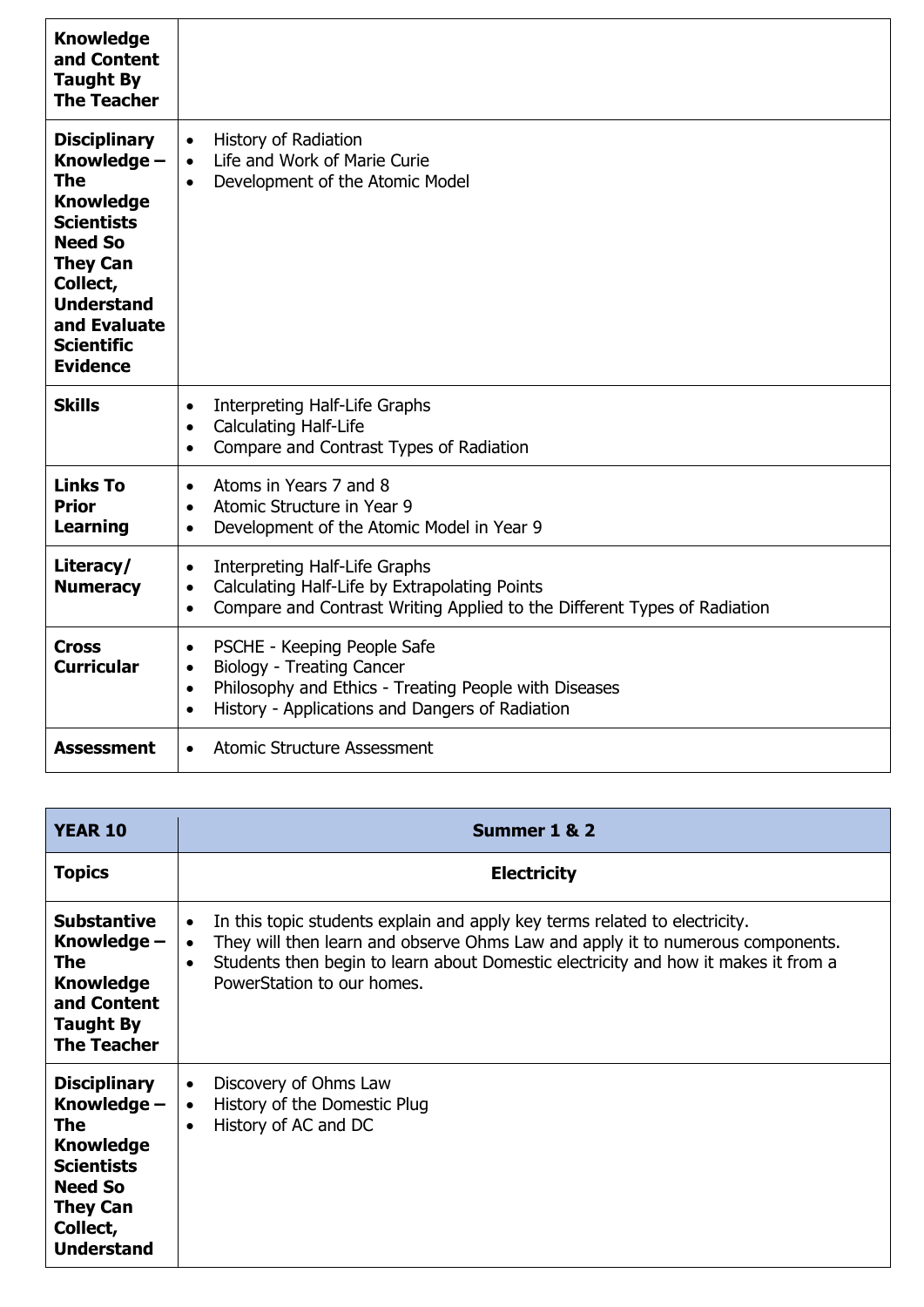| | |
|---|---|
| **Knowledge and Content Taught By The Teacher** | |
| **Disciplinary Knowledge – The Knowledge Scientists Need So They Can Collect, Understand and Evaluate Scientific Evidence** | • History of Radiation<br>• Life and Work of Marie Curie<br>• Development of the Atomic Model |
| **Skills** | • Interpreting Half-Life Graphs<br>• Calculating Half-Life<br>• Compare and Contrast Types of Radiation |
| **Links To Prior Learning** | • Atoms in Years 7 and 8<br>• Atomic Structure in Year 9<br>• Development of the Atomic Model in Year 9 |
| **Literacy/ Numeracy** | • Interpreting Half-Life Graphs<br>• Calculating Half-Life by Extrapolating Points<br>• Compare and Contrast Writing Applied to the Different Types of Radiation |
| **Cross Curricular** | • PSCHE - Keeping People Safe<br>• Biology - Treating Cancer<br>• Philosophy and Ethics - Treating People with Diseases<br>• History - Applications and Dangers of Radiation |
| **Assessment** | • Atomic Structure Assessment |

| **YEAR 10** | **Summer 1 & 2** |
|---|---|
| **Topics** | **Electricity** |
| **Substantive Knowledge – The Knowledge and Content Taught By The Teacher** | • In this topic students explain and apply key terms related to electricity.<br>• They will then learn and observe Ohms Law and apply it to numerous components.<br>• Students then begin to learn about Domestic electricity and how it makes it from a PowerStation to our homes. |
| **Disciplinary Knowledge – The Knowledge Scientists Need So They Can Collect, Understand** | • Discovery of Ohms Law<br>• History of the Domestic Plug<br>• History of AC and DC |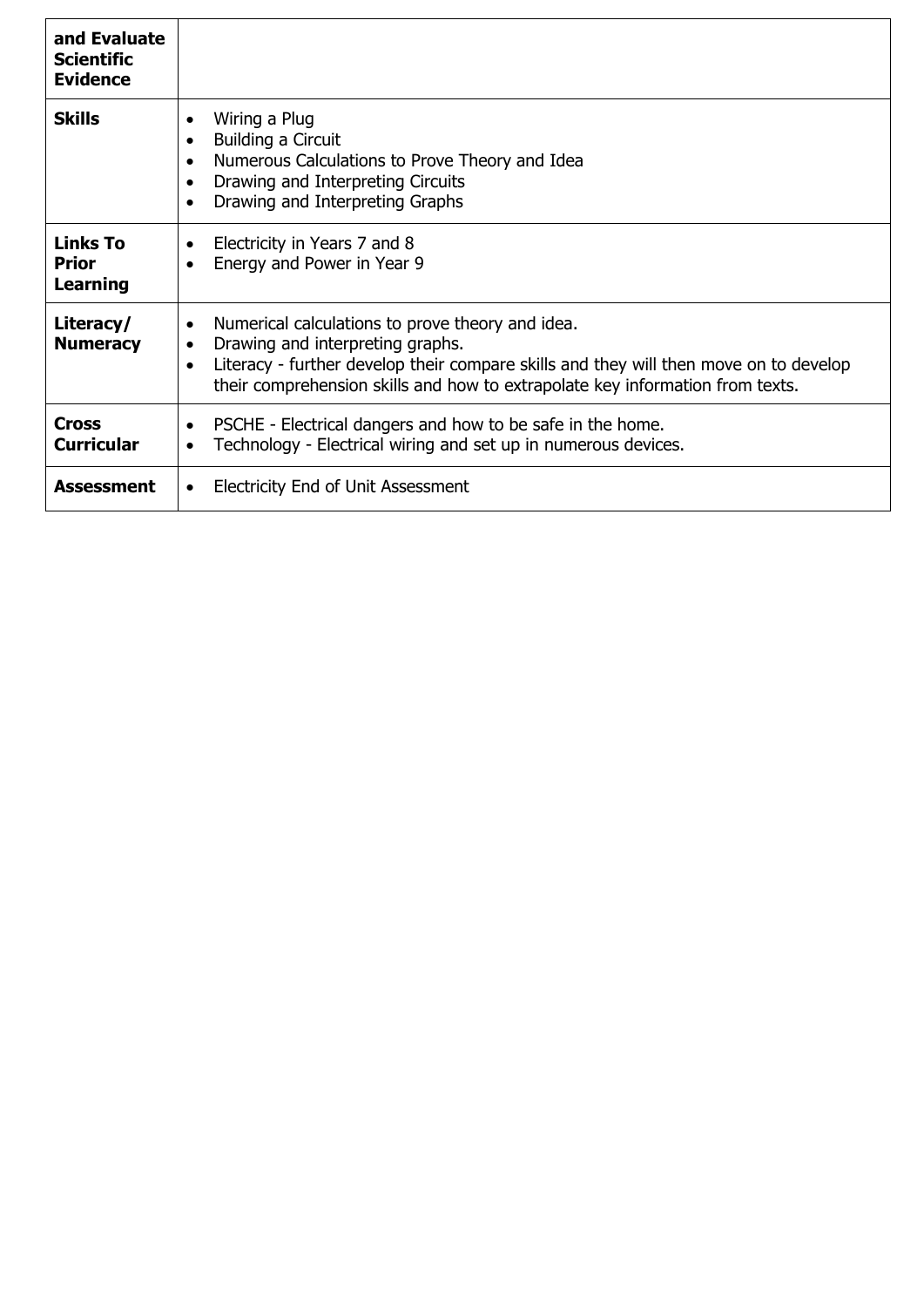| | |
|---|---|
| **and Evaluate Scientific Evidence** | |
| **Skills** | • Wiring a Plug<br>• Building a Circuit<br>• Numerous Calculations to Prove Theory and Idea<br>• Drawing and Interpreting Circuits<br>• Drawing and Interpreting Graphs |
| **Links To Prior Learning** | • Electricity in Years 7 and 8<br>• Energy and Power in Year 9 |
| **Literacy/ Numeracy** | • Numerical calculations to prove theory and idea.<br>• Drawing and interpreting graphs.<br>• Literacy - further develop their compare skills and they will then move on to develop their comprehension skills and how to extrapolate key information from texts. |
| **Cross Curricular** | • PSCHE - Electrical dangers and how to be safe in the home.<br>• Technology - Electrical wiring and set up in numerous devices. |
| **Assessment** | • Electricity End of Unit Assessment |